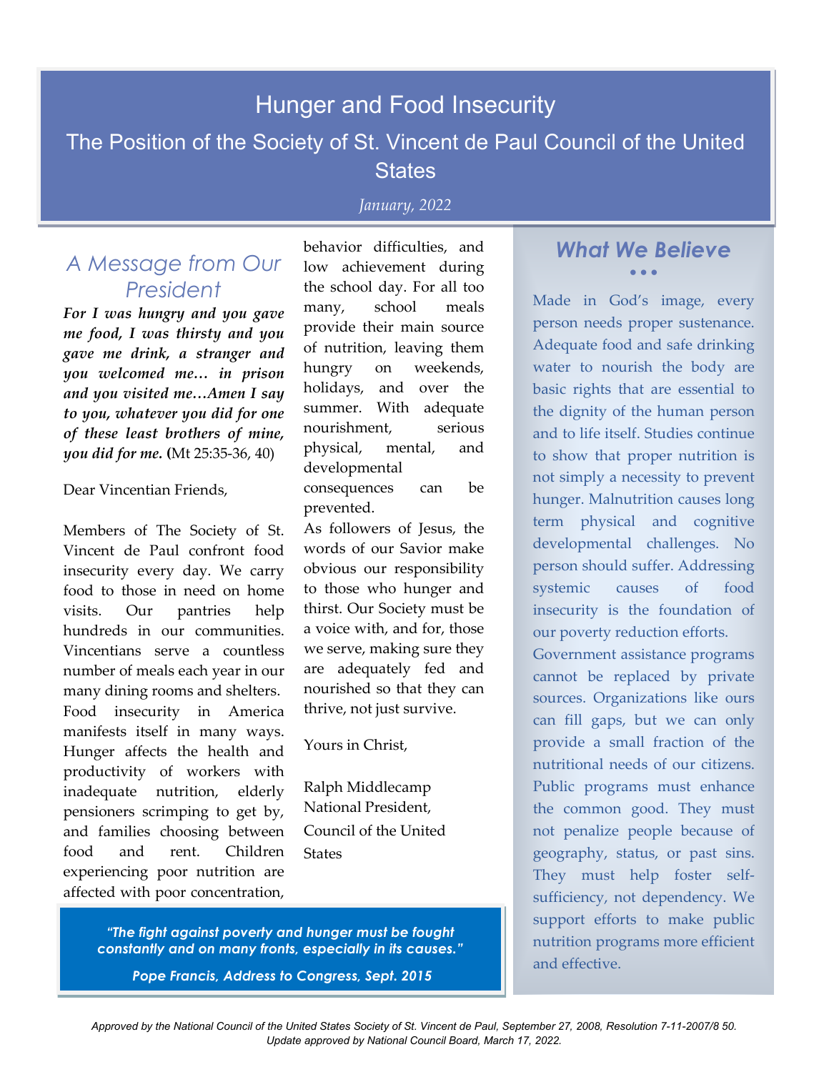# Hunger and Food Insecurity

## The Position of the Society of St. Vincent de Paul Council of the United States

*January, 2022*

## A Message from Our President

***For I was hungry and you gave me food, I was thirsty and you gave me drink, a stranger and you welcomed me… in prison and you visited me…Amen I say to you, whatever you did for one of these least brothers of mine, you did for me.*** **(**Mt 25:35-36, 40)

Dear Vincentian Friends,

Members of The Society of St. Vincent de Paul confront food insecurity every day. We carry food to those in need on home visits. Our pantries help hundreds in our communities. Vincentians serve a countless number of meals each year in our many dining rooms and shelters. Food insecurity in America manifests itself in many ways. Hunger affects the health and productivity of workers with inadequate nutrition, elderly pensioners scrimping to get by, and families choosing between food and rent. Children experiencing poor nutrition are affected with poor concentration, behavior difficulties, and low achievement during the school day. For all too many, school meals provide their main source of nutrition, leaving them hungry on weekends, holidays, and over the summer. With adequate nourishment, serious physical, mental, and developmental consequences can be prevented.

As followers of Jesus, the words of our Savior make obvious our responsibility to those who hunger and thirst. Our Society must be a voice with, and for, those we serve, making sure they are adequately fed and nourished so that they can thrive, not just survive.

Yours in Christ,

Ralph Middlecamp
National President,
Council of the United States

> ***"The fight against poverty and hunger must be fought constantly and on many fronts, especially in its causes."***
>
> ***Pope Francis, Address to Congress, Sept. 2015***

## *What We Believe*

Made in God's image, every person needs proper sustenance. Adequate food and safe drinking water to nourish the body are basic rights that are essential to the dignity of the human person and to life itself. Studies continue to show that proper nutrition is not simply a necessity to prevent hunger. Malnutrition causes long term physical and cognitive developmental challenges. No person should suffer. Addressing systemic causes of food insecurity is the foundation of our poverty reduction efforts.

Government assistance programs cannot be replaced by private sources. Organizations like ours can fill gaps, but we can only provide a small fraction of the nutritional needs of our citizens. Public programs must enhance the common good. They must not penalize people because of geography, status, or past sins. They must help foster self-sufficiency, not dependency. We support efforts to make public nutrition programs more efficient and effective.

*Approved by the National Council of the United States Society of St. Vincent de Paul, September 27, 2008, Resolution 7-11-2007/8 50. Update approved by National Council Board, March 17, 2022.*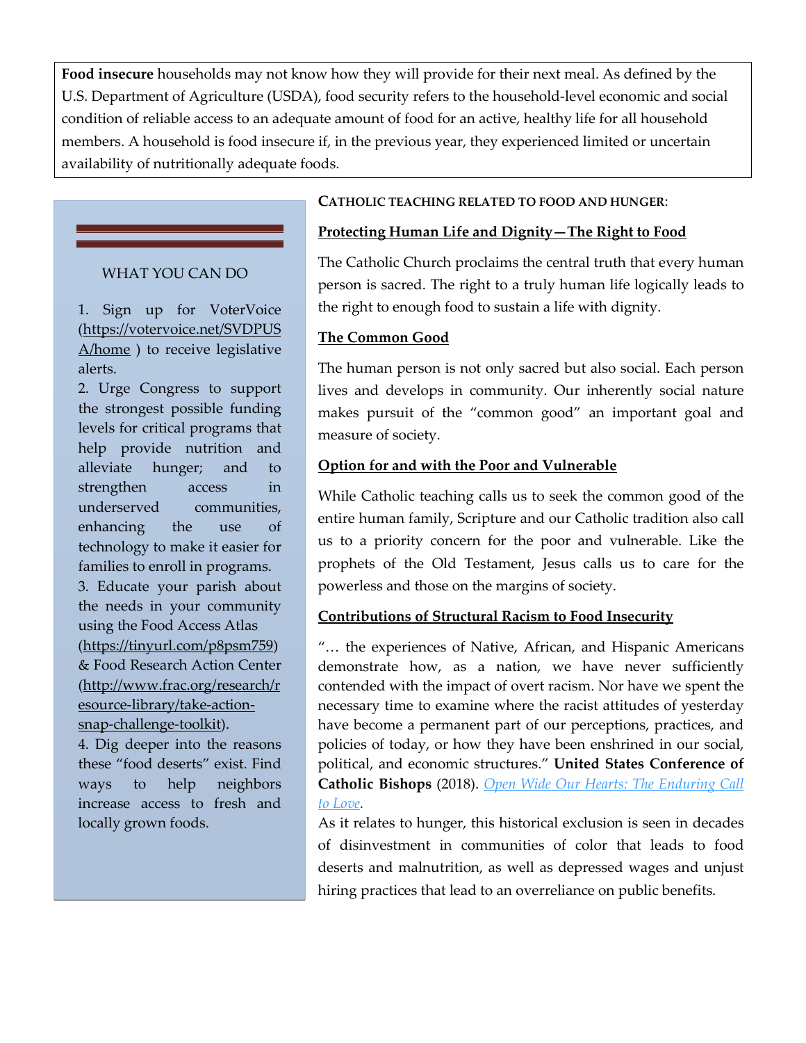**Food insecure** households may not know how they will provide for their next meal. As defined by the U.S. Department of Agriculture (USDA), food security refers to the household-level economic and social condition of reliable access to an adequate amount of food for an active, healthy life for all household members. A household is food insecure if, in the previous year, they experienced limited or uncertain availability of nutritionally adequate foods.

**CATHOLIC TEACHING RELATED TO FOOD AND HUNGER:**

**Protecting Human Life and Dignity—The Right to Food**

The Catholic Church proclaims the central truth that every human person is sacred. The right to a truly human life logically leads to the right to enough food to sustain a life with dignity.

**The Common Good**

The human person is not only sacred but also social. Each person lives and develops in community. Our inherently social nature makes pursuit of the "common good" an important goal and measure of society.

**Option for and with the Poor and Vulnerable**

While Catholic teaching calls us to seek the common good of the entire human family, Scripture and our Catholic tradition also call us to a priority concern for the poor and vulnerable. Like the prophets of the Old Testament, Jesus calls us to care for the powerless and those on the margins of society.

**Contributions of Structural Racism to Food Insecurity**

"… the experiences of Native, African, and Hispanic Americans demonstrate how, as a nation, we have never sufficiently contended with the impact of overt racism. Nor have we spent the necessary time to examine where the racist attitudes of yesterday have become a permanent part of our perceptions, practices, and policies of today, or how they have been enshrined in our social, political, and economic structures." **United States Conference of Catholic Bishops** (2018). *Open Wide Our Hearts: The Enduring Call to Love*.

As it relates to hunger, this historical exclusion is seen in decades of disinvestment in communities of color that leads to food deserts and malnutrition, as well as depressed wages and unjust hiring practices that lead to an overreliance on public benefits.

## WHAT YOU CAN DO

1. Sign up for VoterVoice (https://votervoice.net/SVDPUSA/home ) to receive legislative alerts.
2. Urge Congress to support the strongest possible funding levels for critical programs that help provide nutrition and alleviate hunger; and to strengthen access in underserved communities, enhancing the use of technology to make it easier for families to enroll in programs.
3. Educate your parish about the needs in your community using the Food Access Atlas (https://tinyurl.com/p8psm759) & Food Research Action Center (http://www.frac.org/research/resource-library/take-action-snap-challenge-toolkit).
4. Dig deeper into the reasons these "food deserts" exist. Find ways to help neighbors increase access to fresh and locally grown foods.